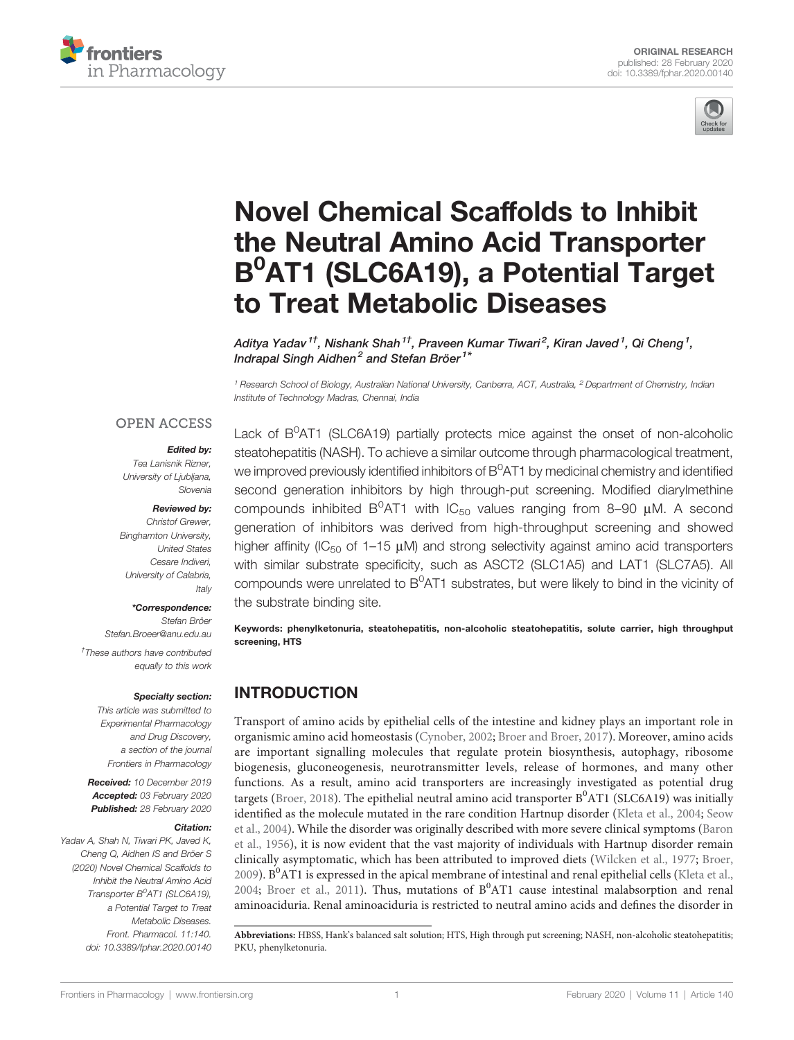ORIGINAL RESEARCH
published: 28 February 2020
doi: 10.3389/fphar.2020.00140

# Novel Chemical Scaffolds to Inhibit the Neutral Amino Acid Transporter $B^0$AT1 (SLC6A19), a Potential Target to Treat Metabolic Diseases

*Aditya Yadav[1†], Nishank Shah[1†], Praveen Kumar Tiwari[2], Kiran Javed[1], Qi Cheng[1], Indrapal Singh Aidhen[2] and Stefan Bröer[1*]*

[1] Research School of Biology, Australian National University, Canberra, ACT, Australia, [2] Department of Chemistry, Indian Institute of Technology Madras, Chennai, India

OPEN ACCESS

**Edited by:**
Tea Lanisnik Rizner,
University of Ljubljana,
Slovenia

**Reviewed by:**
Christof Grewer,
Binghamton University,
United States
Cesare Indiveri,
University of Calabria,
Italy

***Correspondence:**
Stefan Bröer
Stefan.Broeer@anu.edu.au

†These authors have contributed equally to this work

**Specialty section:**
This article was submitted to Experimental Pharmacology and Drug Discovery, a section of the journal Frontiers in Pharmacology

**Received:** 10 December 2019
**Accepted:** 03 February 2020
**Published:** 28 February 2020

**Citation:**
Yadav A, Shah N, Tiwari PK, Javed K, Cheng Q, Aidhen IS and Bröer S (2020) Novel Chemical Scaffolds to Inhibit the Neutral Amino Acid Transporter $B^0$AT1 (SLC6A19), a Potential Target to Treat Metabolic Diseases. Front. Pharmacol. 11:140. doi: 10.3389/fphar.2020.00140

Lack of $B^0$AT1 (SLC6A19) partially protects mice against the onset of non-alcoholic steatohepatitis (NASH). To achieve a similar outcome through pharmacological treatment, we improved previously identified inhibitors of $B^0$AT1 by medicinal chemistry and identified second generation inhibitors by high through-put screening. Modified diarylmethine compounds inhibited $B^0$AT1 with $IC_{50}$ values ranging from 8–90 µM. A second generation of inhibitors was derived from high-throughput screening and showed higher affinity ($IC_{50}$ of 1–15 µM) and strong selectivity against amino acid transporters with similar substrate specificity, such as ASCT2 (SLC1A5) and LAT1 (SLC7A5). All compounds were unrelated to $B^0$AT1 substrates, but were likely to bind in the vicinity of the substrate binding site.

**Keywords: phenylketonuria, steatohepatitis, non-alcoholic steatohepatitis, solute carrier, high throughput screening, HTS**

## INTRODUCTION

Transport of amino acids by epithelial cells of the intestine and kidney plays an important role in organismic amino acid homeostasis (Cynober, 2002; Broer and Broer, 2017). Moreover, amino acids are important signalling molecules that regulate protein biosynthesis, autophagy, ribosome biogenesis, gluconeogenesis, neurotransmitter levels, release of hormones, and many other functions. As a result, amino acid transporters are increasingly investigated as potential drug targets (Broer, 2018). The epithelial neutral amino acid transporter $B^0$AT1 (SLC6A19) was initially identified as the molecule mutated in the rare condition Hartnup disorder (Kleta et al., 2004; Seow et al., 2004). While the disorder was originally described with more severe clinical symptoms (Baron et al., 1956), it is now evident that the vast majority of individuals with Hartnup disorder remain clinically asymptomatic, which has been attributed to improved diets (Wilcken et al., 1977; Broer, 2009). $B^0$AT1 is expressed in the apical membrane of intestinal and renal epithelial cells (Kleta et al., 2004; Broer et al., 2011). Thus, mutations of $B^0$AT1 cause intestinal malabsorption and renal aminoaciduria. Renal aminoaciduria is restricted to neutral amino acids and defines the disorder in

**Abbreviations:** HBSS, Hank's balanced salt solution; HTS, High through put screening; NASH, non-alcoholic steatohepatitis; PKU, phenylketonuria.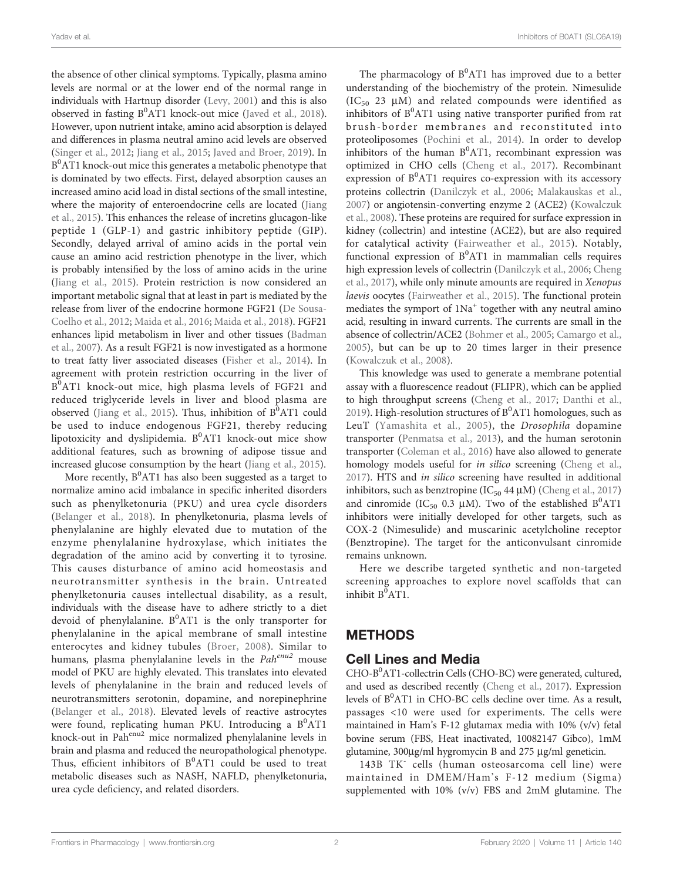the absence of other clinical symptoms. Typically, plasma amino levels are normal or at the lower end of the normal range in individuals with Hartnup disorder (Levy, 2001) and this is also observed in fasting $B^0AT1$ knock-out mice (Javed et al., 2018). However, upon nutrient intake, amino acid absorption is delayed and differences in plasma neutral amino acid levels are observed (Singer et al., 2012; Jiang et al., 2015; Javed and Broer, 2019). In $B^0AT1$ knock-out mice this generates a metabolic phenotype that is dominated by two effects. First, delayed absorption causes an increased amino acid load in distal sections of the small intestine, where the majority of enteroendocrine cells are located (Jiang et al., 2015). This enhances the release of incretins glucagon-like peptide 1 (GLP-1) and gastric inhibitory peptide (GIP). Secondly, delayed arrival of amino acids in the portal vein cause an amino acid restriction phenotype in the liver, which is probably intensified by the loss of amino acids in the urine (Jiang et al., 2015). Protein restriction is now considered an important metabolic signal that at least in part is mediated by the release from liver of the endocrine hormone FGF21 (De Sousa-Coelho et al., 2012; Maida et al., 2016; Maida et al., 2018). FGF21 enhances lipid metabolism in liver and other tissues (Badman et al., 2007). As a result FGF21 is now investigated as a hormone to treat fatty liver associated diseases (Fisher et al., 2014). In agreement with protein restriction occurring in the liver of $B^0AT1$ knock-out mice, high plasma levels of FGF21 and reduced triglyceride levels in liver and blood plasma are observed (Jiang et al., 2015). Thus, inhibition of $B^0AT1$ could be used to induce endogenous FGF21, thereby reducing lipotoxicity and dyslipidemia. $B^0AT1$ knock-out mice show additional features, such as browning of adipose tissue and increased glucose consumption by the heart (Jiang et al., 2015).

More recently, $B^0AT1$ has also been suggested as a target to normalize amino acid imbalance in specific inherited disorders such as phenylketonuria (PKU) and urea cycle disorders (Belanger et al., 2018). In phenylketonuria, plasma levels of phenylalanine are highly elevated due to mutation of the enzyme phenylalanine hydroxylase, which initiates the degradation of the amino acid by converting it to tyrosine. This causes disturbance of amino acid homeostasis and neurotransmitter synthesis in the brain. Untreated phenylketonuria causes intellectual disability, as a result, individuals with the disease have to adhere strictly to a diet devoid of phenylalanine. $B^0AT1$ is the only transporter for phenylalanine in the apical membrane of small intestine enterocytes and kidney tubules (Broer, 2008). Similar to humans, plasma phenylalanine levels in the *Pah*$^{enu2}$ mouse model of PKU are highly elevated. This translates into elevated levels of phenylalanine in the brain and reduced levels of neurotransmitters serotonin, dopamine, and norepinephrine (Belanger et al., 2018). Elevated levels of reactive astrocytes were found, replicating human PKU. Introducing a $B^0AT1$ knock-out in Pah$^{enu2}$ mice normalized phenylalanine levels in brain and plasma and reduced the neuropathological phenotype. Thus, efficient inhibitors of $B^0AT1$ could be used to treat metabolic diseases such as NASH, NAFLD, phenylketonuria, urea cycle deficiency, and related disorders.

The pharmacology of $B^0AT1$ has improved due to a better understanding of the biochemistry of the protein. Nimesulide ($IC_{50}$ 23 µM) and related compounds were identified as inhibitors of $B^0AT1$ using native transporter purified from rat brush-border membranes and reconstituted into proteoliposomes (Pochini et al., 2014). In order to develop inhibitors of the human $B^0AT1$, recombinant expression was optimized in CHO cells (Cheng et al., 2017). Recombinant expression of $B^0AT1$ requires co-expression with its accessory proteins collectrin (Danilczyk et al., 2006; Malakauskas et al., 2007) or angiotensin-converting enzyme 2 (ACE2) (Kowalczuk et al., 2008). These proteins are required for surface expression in kidney (collectrin) and intestine (ACE2), but are also required for catalytical activity (Fairweather et al., 2015). Notably, functional expression of $B^0AT1$ in mammalian cells requires high expression levels of collectrin (Danilczyk et al., 2006; Cheng et al., 2017), while only minute amounts are required in *Xenopus laevis* oocytes (Fairweather et al., 2015). The functional protein mediates the symport of $1Na^+$ together with any neutral amino acid, resulting in inward currents. The currents are small in the absence of collectrin/ACE2 (Bohmer et al., 2005; Camargo et al., 2005), but can be up to 20 times larger in their presence (Kowalczuk et al., 2008).

This knowledge was used to generate a membrane potential assay with a fluorescence readout (FLIPR), which can be applied to high throughput screens (Cheng et al., 2017; Danthi et al., 2019). High-resolution structures of $B^0AT1$ homologues, such as LeuT (Yamashita et al., 2005), the *Drosophila* dopamine transporter (Penmatsa et al., 2013), and the human serotonin transporter (Coleman et al., 2016) have also allowed to generate homology models useful for *in silico* screening (Cheng et al., 2017). HTS and *in silico* screening have resulted in additional inhibitors, such as benztropine ($IC_{50}$ 44 µM) (Cheng et al., 2017) and cinromide ($IC_{50}$ 0.3 µM). Two of the established $B^0AT1$ inhibitors were initially developed for other targets, such as COX-2 (Nimesulide) and muscarinic acetylcholine receptor (Benztropine). The target for the anticonvulsant cinromide remains unknown.

Here we describe targeted synthetic and non-targeted screening approaches to explore novel scaffolds that can inhibit $B^0AT1$.

## METHODS

### Cell Lines and Media

CHO-$B^0AT1$-collectrin Cells (CHO-BC) were generated, cultured, and used as described recently (Cheng et al., 2017). Expression levels of $B^0AT1$ in CHO-BC cells decline over time. As a result, passages <10 were used for experiments. The cells were maintained in Ham's F-12 glutamax media with 10% (v/v) fetal bovine serum (FBS, Heat inactivated, 10082147 Gibco), 1mM glutamine, 300µg/ml hygromycin B and 275 µg/ml geneticin.

143B $TK^-$ cells (human osteosarcoma cell line) were maintained in DMEM/Ham's F-12 medium (Sigma) supplemented with 10% (v/v) FBS and 2mM glutamine. The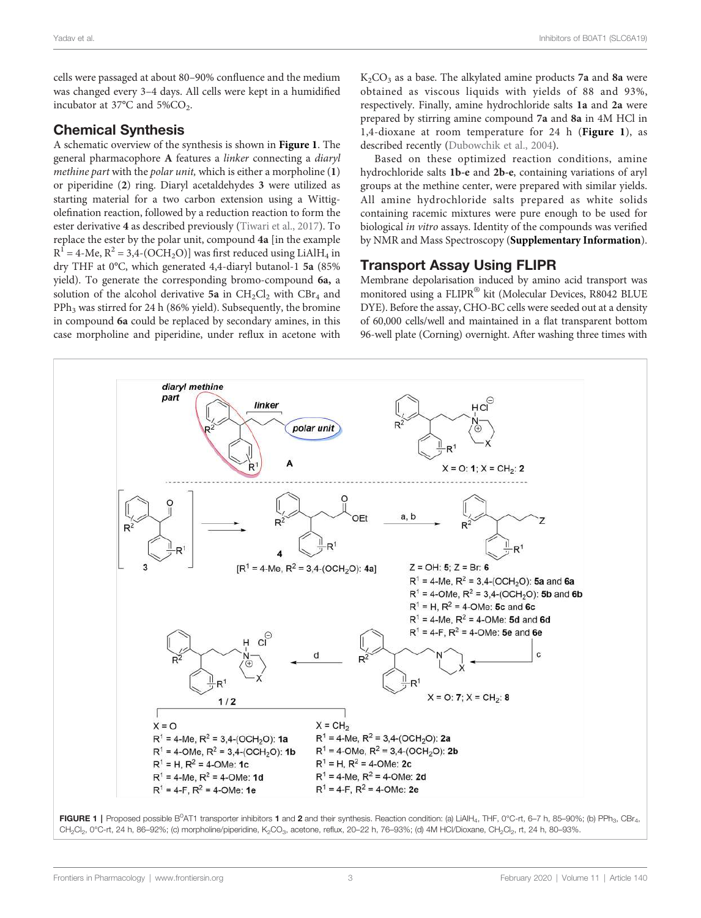cells were passaged at about 80–90% confluence and the medium was changed every 3–4 days. All cells were kept in a humidified incubator at 37°C and 5%$CO_2$.

## Chemical Synthesis

A schematic overview of the synthesis is shown in **Figure 1**. The general pharmacophore **A** features a *linker* connecting a *diaryl methine part* with the *polar unit*, which is either a morpholine (**1**) or piperidine (**2**) ring. Diaryl acetaldehydes **3** were utilized as starting material for a two carbon extension using a Wittig-olefination reaction, followed by a reduction reaction to form the ester derivative **4** as described previously (Tiwari et al., 2017). To replace the ester by the polar unit, compound **4a** [in the example $R^1$ = 4-Me, $R^2$ = 3,4-($OCH_2O$)] was first reduced using $LiAlH_4$ in dry THF at 0°C, which generated 4,4-diaryl butanol-1 **5a** (85% yield). To generate the corresponding bromo-compound **6a,** a solution of the alcohol derivative **5a** in $CH_2Cl_2$ with $CBr_4$ and $PPh_3$ was stirred for 24 h (86% yield). Subsequently, the bromine in compound **6a** could be replaced by secondary amines, in this case morpholine and piperidine, under reflux in acetone with $K_2CO_3$ as a base. The alkylated amine products **7a** and **8a** were obtained as viscous liquids with yields of 88 and 93%, respectively. Finally, amine hydrochloride salts **1a** and **2a** were prepared by stirring amine compound **7a** and **8a** in 4M HCl in 1,4-dioxane at room temperature for 24 h (**Figure 1**), as described recently (Dubowchik et al., 2004).

Based on these optimized reaction conditions, amine hydrochloride salts **1b-e** and **2b-e**, containing variations of aryl groups at the methine center, were prepared with similar yields. All amine hydrochloride salts prepared as white solids containing racemic mixtures were pure enough to be used for biological *in vitro* assays. Identity of the compounds was verified by NMR and Mass Spectroscopy (**Supplementary Information**).

## Transport Assay Using FLIPR

Membrane depolarisation induced by amino acid transport was monitored using a FLIPR® kit (Molecular Devices, R8042 BLUE DYE). Before the assay, CHO-BC cells were seeded out at a density of 60,000 cells/well and maintained in a flat transparent bottom 96-well plate (Corning) overnight. After washing three times with

**FIGURE 1 |** Proposed possible $B^0AT1$ transporter inhibitors **1** and **2** and their synthesis. Reaction condition: (a) $LiAlH_4$, THF, 0°C-rt, 6–7 h, 85–90%; (b) $PPh_3$, $CBr_4$, $CH_2Cl_2$, 0°C-rt, 24 h, 86–92%; (c) morpholine/piperidine, $K_2CO_3$, acetone, reflux, 20–22 h, 76–93%; (d) 4M HCl/Dioxane, $CH_2Cl_2$, rt, 24 h, 80–93%.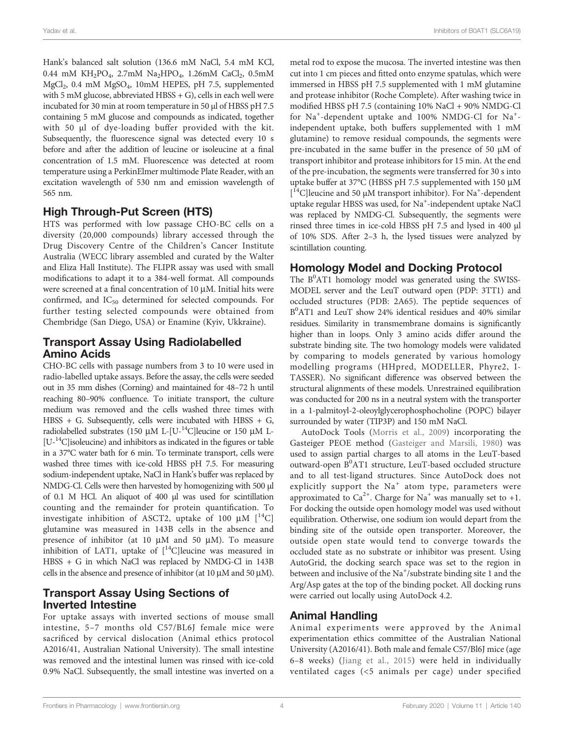Hank's balanced salt solution (136.6 mM NaCl, 5.4 mM KCl, 0.44 mM $KH_2PO_4$, 2.7mM $Na_2HPO_4$, 1.26mM $CaCl_2$, 0.5mM $MgCl_2$, 0.4 mM $MgSO_4$, 10mM HEPES, pH 7.5, supplemented with 5 mM glucose, abbreviated HBSS + G), cells in each well were incubated for 30 min at room temperature in 50 µl of HBSS pH 7.5 containing 5 mM glucose and compounds as indicated, together with 50 µl of dye-loading buffer provided with the kit. Subsequently, the fluorescence signal was detected every 10 s before and after the addition of leucine or isoleucine at a final concentration of 1.5 mM. Fluorescence was detected at room temperature using a PerkinElmer multimode Plate Reader, with an excitation wavelength of 530 nm and emission wavelength of 565 nm.

## High Through-Put Screen (HTS)

HTS was performed with low passage CHO-BC cells on a diversity (20,000 compounds) library accessed through the Drug Discovery Centre of the Children's Cancer Institute Australia (WECC library assembled and curated by the Walter and Eliza Hall Institute). The FLIPR assay was used with small modifications to adapt it to a 384-well format. All compounds were screened at a final concentration of 10 µM. Initial hits were confirmed, and $IC_{50}$ determined for selected compounds. For further testing selected compounds were obtained from Chembridge (San Diego, USA) or Enamine (Kyiv, Ukkraine).

## Transport Assay Using Radiolabelled Amino Acids

CHO-BC cells with passage numbers from 3 to 10 were used in radio-labelled uptake assays. Before the assay, the cells were seeded out in 35 mm dishes (Corning) and maintained for 48–72 h until reaching 80–90% confluence. To initiate transport, the culture medium was removed and the cells washed three times with HBSS + G. Subsequently, cells were incubated with HBSS + G, radiolabelled substrates (150 µM L-[U-$^{14}$C]leucine or 150 µM L-[U-$^{14}$C]isoleucine) and inhibitors as indicated in the figures or table in a 37°C water bath for 6 min. To terminate transport, cells were washed three times with ice-cold HBSS pH 7.5. For measuring sodium-independent uptake, NaCl in Hank's buffer was replaced by NMDG-Cl. Cells were then harvested by homogenizing with 500 µl of 0.1 M HCl. An aliquot of 400 µl was used for scintillation counting and the remainder for protein quantification. To investigate inhibition of ASCT2, uptake of 100 µM [$^{14}$C] glutamine was measured in 143B cells in the absence and presence of inhibitor (at 10 µM and 50 µM). To measure inhibition of LAT1, uptake of [$^{14}$C]leucine was measured in HBSS + G in which NaCl was replaced by NMDG-Cl in 143B cells in the absence and presence of inhibitor (at 10 µM and 50 µM).

## Transport Assay Using Sections of Inverted Intestine

For uptake assays with inverted sections of mouse small intestine, 5–7 months old C57/BL6J female mice were sacrificed by cervical dislocation (Animal ethics protocol A2016/41, Australian National University). The small intestine was removed and the intestinal lumen was rinsed with ice-cold 0.9% NaCl. Subsequently, the small intestine was inverted on a metal rod to expose the mucosa. The inverted intestine was then cut into 1 cm pieces and fitted onto enzyme spatulas, which were immersed in HBSS pH 7.5 supplemented with 1 mM glutamine and protease inhibitor (Roche Complete). After washing twice in modified HBSS pH 7.5 (containing 10% NaCl + 90% NMDG-Cl for $Na^+$-dependent uptake and 100% NMDG-Cl for $Na^+$-independent uptake, both buffers supplemented with 1 mM glutamine) to remove residual compounds, the segments were pre-incubated in the same buffer in the presence of 50 µM of transport inhibitor and protease inhibitors for 15 min. At the end of the pre-incubation, the segments were transferred for 30 s into uptake buffer at 37°C (HBSS pH 7.5 supplemented with 150 µM [$^{14}$C]leucine and 50 µM transport inhibitor). For $Na^+$-dependent uptake regular HBSS was used, for $Na^+$-independent uptake NaCl was replaced by NMDG-Cl. Subsequently, the segments were rinsed three times in ice-cold HBSS pH 7.5 and lysed in 400 µl of 10% SDS. After 2–3 h, the lysed tissues were analyzed by scintillation counting.

## Homology Model and Docking Protocol

The B$^0$AT1 homology model was generated using the SWISS-MODEL server and the LeuT outward open (PDP: 3TT1) and occluded structures (PDB: 2A65). The peptide sequences of B$^0$AT1 and LeuT show 24% identical residues and 40% similar residues. Similarity in transmembrane domains is significantly higher than in loops. Only 3 amino acids differ around the substrate binding site. The two homology models were validated by comparing to models generated by various homology modelling programs (HHpred, MODELLER, Phyre2, I-TASSER). No significant difference was observed between the structural alignments of these models. Unrestrained equilibration was conducted for 200 ns in a neutral system with the transporter in a 1-palmitoyl-2-oleoylglycerophosphocholine (POPC) bilayer surrounded by water (TIP3P) and 150 mM NaCl.

AutoDock Tools (Morris et al., 2009) incorporating the Gasteiger PEOE method (Gasteiger and Marsili, 1980) was used to assign partial charges to all atoms in the LeuT-based outward-open B$^0$AT1 structure, LeuT-based occluded structure and to all test-ligand structures. Since AutoDock does not explicitly support the $Na^+$ atom type, parameters were approximated to $Ca^{2+}$. Charge for $Na^+$ was manually set to +1. For docking the outside open homology model was used without equilibration. Otherwise, one sodium ion would depart from the binding site of the outside open transporter. Moreover, the outside open state would tend to converge towards the occluded state as no substrate or inhibitor was present. Using AutoGrid, the docking search space was set to the region in between and inclusive of the $Na^+$/substrate binding site 1 and the Arg/Asp gates at the top of the binding pocket. All docking runs were carried out locally using AutoDock 4.2.

## Animal Handling

Animal experiments were approved by the Animal experimentation ethics committee of the Australian National University (A2016/41). Both male and female C57/Bl6J mice (age 6–8 weeks) (Jiang et al., 2015) were held in individually ventilated cages (<5 animals per cage) under specified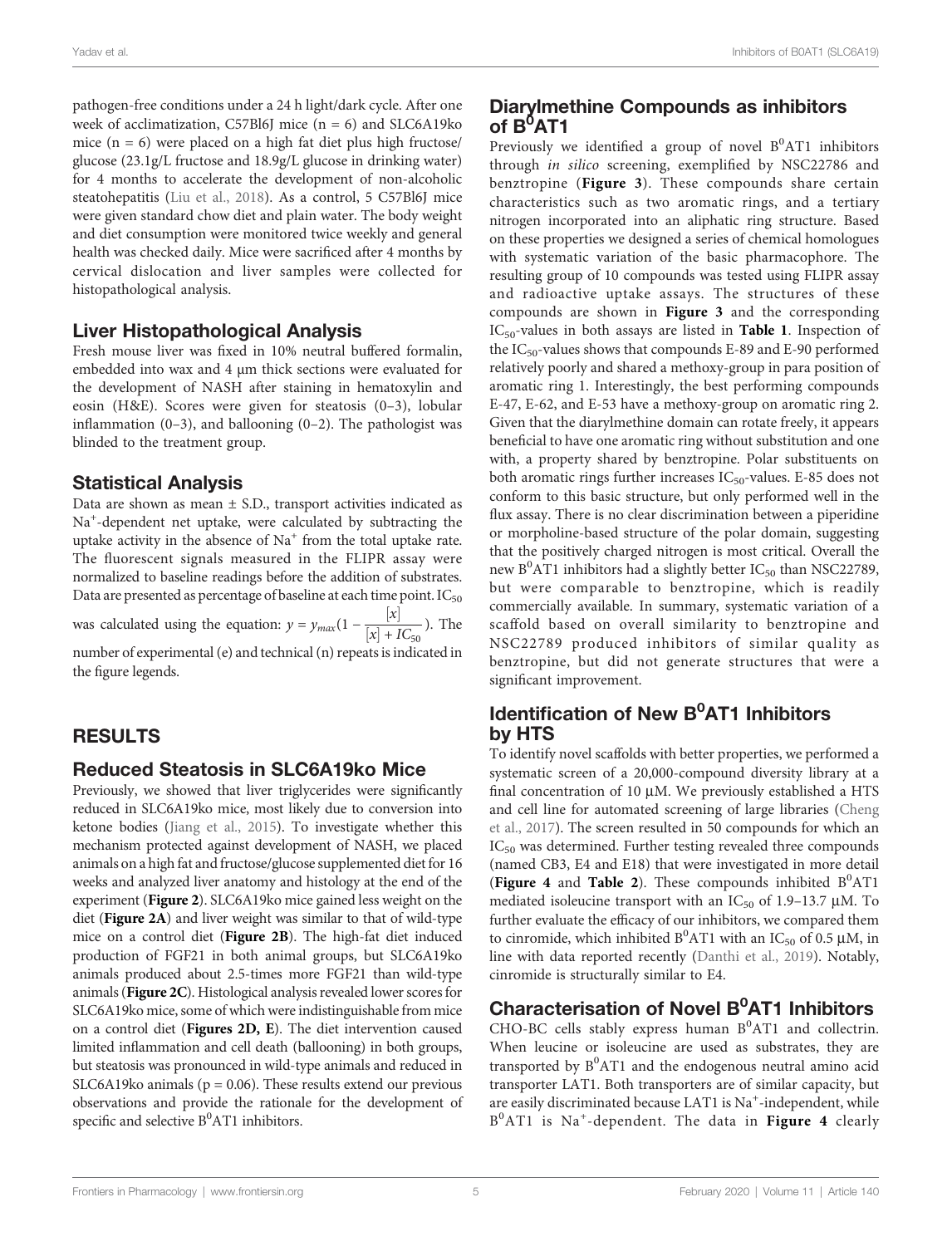pathogen-free conditions under a 24 h light/dark cycle. After one week of acclimatization, C57Bl6J mice (n = 6) and SLC6A19ko mice (n = 6) were placed on a high fat diet plus high fructose/glucose (23.1g/L fructose and 18.9g/L glucose in drinking water) for 4 months to accelerate the development of non-alcoholic steatohepatitis (Liu et al., 2018). As a control, 5 C57Bl6J mice were given standard chow diet and plain water. The body weight and diet consumption were monitored twice weekly and general health was checked daily. Mice were sacrificed after 4 months by cervical dislocation and liver samples were collected for histopathological analysis.

## Liver Histopathological Analysis

Fresh mouse liver was fixed in 10% neutral buffered formalin, embedded into wax and 4 µm thick sections were evaluated for the development of NASH after staining in hematoxylin and eosin (H&E). Scores were given for steatosis (0–3), lobular inflammation (0–3), and ballooning (0–2). The pathologist was blinded to the treatment group.

## Statistical Analysis

Data are shown as mean ± S.D., transport activities indicated as $Na^+$-dependent net uptake, were calculated by subtracting the uptake activity in the absence of $Na^+$ from the total uptake rate. The fluorescent signals measured in the FLIPR assay were normalized to baseline readings before the addition of substrates. Data are presented as percentage of baseline at each time point. $IC_{50}$ was calculated using the equation: $y = y_{max}(1 - \frac{[x]}{[x] + IC_{50}})$. The number of experimental (e) and technical (n) repeats is indicated in the figure legends.

# RESULTS

## Reduced Steatosis in SLC6A19ko Mice

Previously, we showed that liver triglycerides were significantly reduced in SLC6A19ko mice, most likely due to conversion into ketone bodies (Jiang et al., 2015). To investigate whether this mechanism protected against development of NASH, we placed animals on a high fat and fructose/glucose supplemented diet for 16 weeks and analyzed liver anatomy and histology at the end of the experiment (**Figure 2**). SLC6A19ko mice gained less weight on the diet (**Figure 2A**) and liver weight was similar to that of wild-type mice on a control diet (**Figure 2B**). The high-fat diet induced production of FGF21 in both animal groups, but SLC6A19ko animals produced about 2.5-times more FGF21 than wild-type animals (**Figure 2C**). Histological analysis revealed lower scores for SLC6A19ko mice, some of which were indistinguishable from mice on a control diet (**Figures 2D, E**). The diet intervention caused limited inflammation and cell death (ballooning) in both groups, but steatosis was pronounced in wild-type animals and reduced in SLC6A19ko animals (p = 0.06). These results extend our previous observations and provide the rationale for the development of specific and selective $B^0AT1$ inhibitors.

## Diarylmethine Compounds as inhibitors of $B^0AT1$

Previously we identified a group of novel $B^0AT1$ inhibitors through *in silico* screening, exemplified by NSC22786 and benztropine (**Figure 3**). These compounds share certain characteristics such as two aromatic rings, and a tertiary nitrogen incorporated into an aliphatic ring structure. Based on these properties we designed a series of chemical homologues with systematic variation of the basic pharmacophore. The resulting group of 10 compounds was tested using FLIPR assay and radioactive uptake assays. The structures of these compounds are shown in **Figure 3** and the corresponding $IC_{50}$-values in both assays are listed in **Table 1**. Inspection of the $IC_{50}$-values shows that compounds E-89 and E-90 performed relatively poorly and shared a methoxy-group in para position of aromatic ring 1. Interestingly, the best performing compounds E-47, E-62, and E-53 have a methoxy-group on aromatic ring 2. Given that the diarylmethine domain can rotate freely, it appears beneficial to have one aromatic ring without substitution and one with, a property shared by benztropine. Polar substituents on both aromatic rings further increases $IC_{50}$-values. E-85 does not conform to this basic structure, but only performed well in the flux assay. There is no clear discrimination between a piperidine or morpholine-based structure of the polar domain, suggesting that the positively charged nitrogen is most critical. Overall the new $B^0AT1$ inhibitors had a slightly better $IC_{50}$ than NSC22789, but were comparable to benztropine, which is readily commercially available. In summary, systematic variation of a scaffold based on overall similarity to benztropine and NSC22789 produced inhibitors of similar quality as benztropine, but did not generate structures that were a significant improvement.

## Identification of New $B^0AT1$ Inhibitors by HTS

To identify novel scaffolds with better properties, we performed a systematic screen of a 20,000-compound diversity library at a final concentration of 10 µM. We previously established a HTS and cell line for automated screening of large libraries (Cheng et al., 2017). The screen resulted in 50 compounds for which an $IC_{50}$ was determined. Further testing revealed three compounds (named CB3, E4 and E18) that were investigated in more detail (**Figure 4** and **Table 2**). These compounds inhibited $B^0AT1$ mediated isoleucine transport with an $IC_{50}$ of 1.9–13.7 µM. To further evaluate the efficacy of our inhibitors, we compared them to cinromide, which inhibited $B^0AT1$ with an $IC_{50}$ of 0.5 µM, in line with data reported recently (Danthi et al., 2019). Notably, cinromide is structurally similar to E4.

## Characterisation of Novel $B^0AT1$ Inhibitors

CHO-BC cells stably express human $B^0AT1$ and collectrin. When leucine or isoleucine are used as substrates, they are transported by $B^0AT1$ and the endogenous neutral amino acid transporter LAT1. Both transporters are of similar capacity, but are easily discriminated because LAT1 is $Na^+$-independent, while $B^0AT1$ is $Na^+$-dependent. The data in **Figure 4** clearly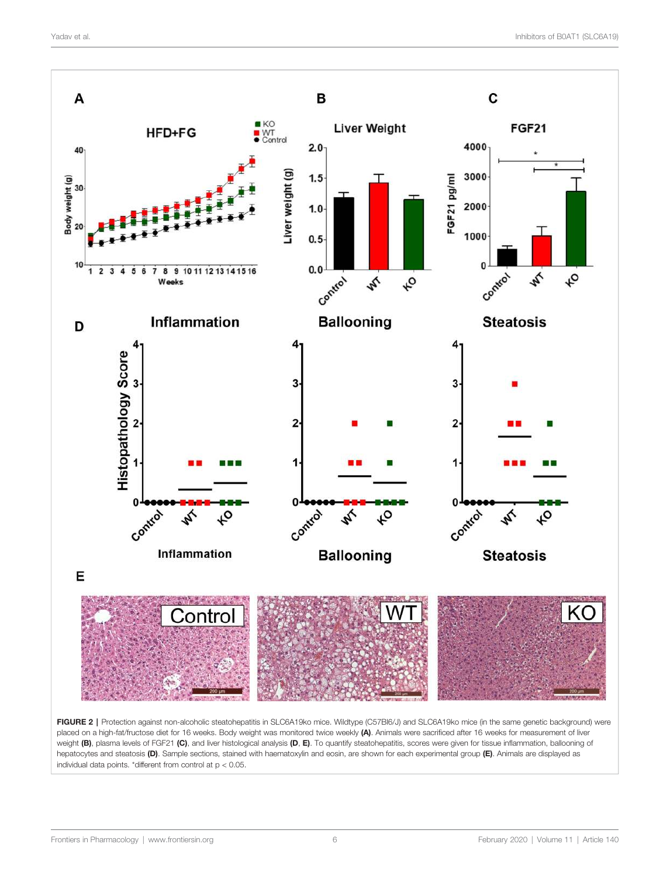FIGURE 2 | Protection against non-alcoholic steatohepatitis in SLC6A19ko mice. Wildtype (C57Bl6/J) and SLC6A19ko mice (in the same genetic background) were placed on a high-fat/fructose diet for 16 weeks. Body weight was monitored twice weekly **(A)**. Animals were sacrificed after 16 weeks for measurement of liver weight **(B)**, plasma levels of FGF21 **(C)**, and liver histological analysis **(D, E)**. To quantify steatohepatitis, scores were given for tissue inflammation, ballooning of hepatocytes and steatosis **(D)**. Sample sections, stained with haematoxylin and eosin, are shown for each experimental group **(E)**. Animals are displayed as individual data points. *different from control at $p < 0.05$.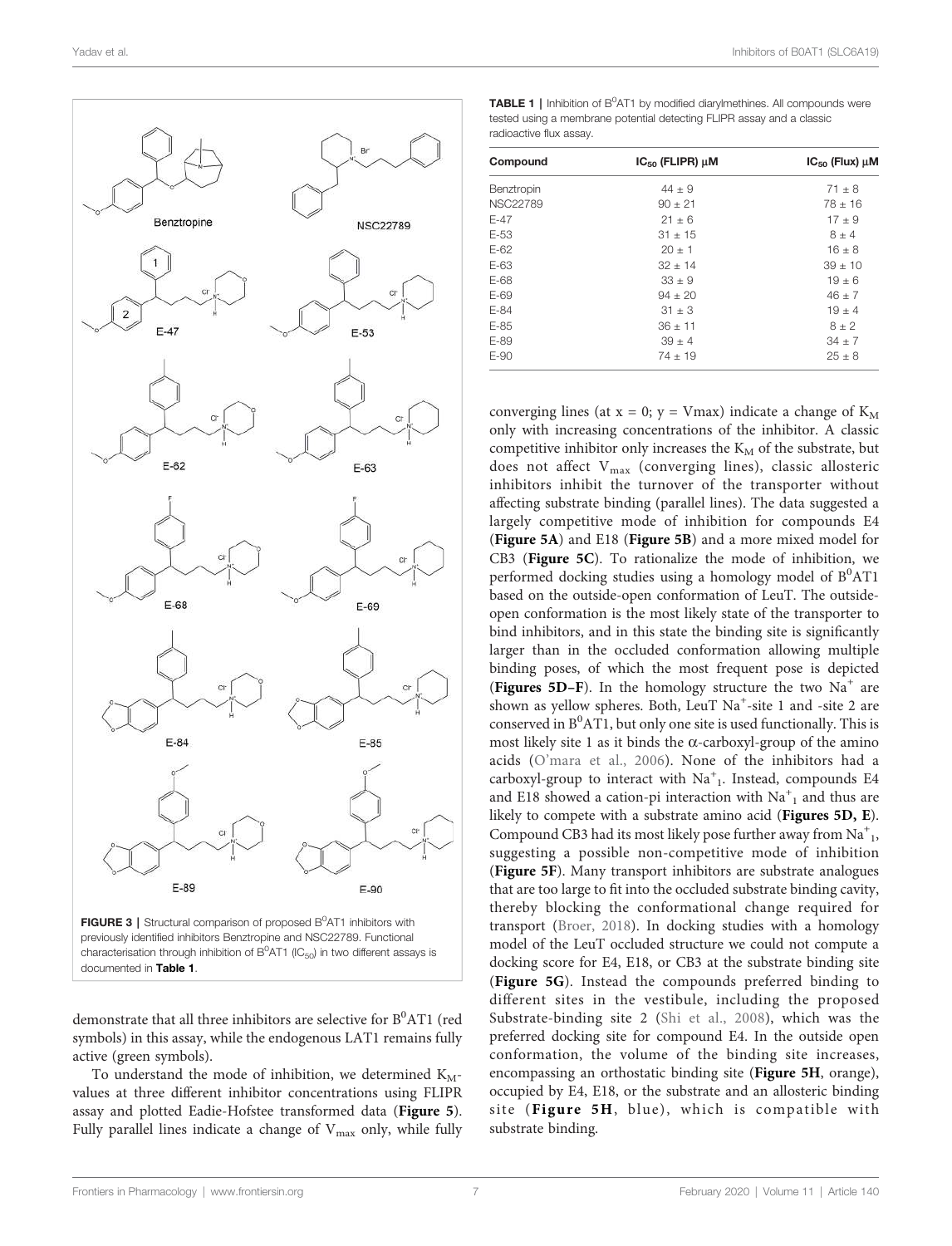**FIGURE 3** | Structural comparison of proposed $B^0AT1$ inhibitors with previously identified inhibitors Benztropine and NSC22789. Functional characterisation through inhibition of $B^0AT1$ ($IC_{50}$) in two different assays is documented in **Table 1**.

demonstrate that all three inhibitors are selective for $B^0AT1$ (red symbols) in this assay, while the endogenous LAT1 remains fully active (green symbols).

To understand the mode of inhibition, we determined $K_M$-values at three different inhibitor concentrations using FLIPR assay and plotted Eadie-Hofstee transformed data (**Figure 5**). Fully parallel lines indicate a change of $V_{max}$ only, while fully converging lines (at x = 0; y = Vmax) indicate a change of $K_M$ only with increasing concentrations of the inhibitor. A classic competitive inhibitor only increases the $K_M$ of the substrate, but does not affect $V_{max}$ (converging lines), classic allosteric inhibitors inhibit the turnover of the transporter without affecting substrate binding (parallel lines). The data suggested a largely competitive mode of inhibition for compounds E4 (**Figure 5A**) and E18 (**Figure 5B**) and a more mixed model for CB3 (**Figure 5C**). To rationalize the mode of inhibition, we performed docking studies using a homology model of $B^0AT1$ based on the outside-open conformation of LeuT. The outside-open conformation is the most likely state of the transporter to bind inhibitors, and in this state the binding site is significantly larger than in the occluded conformation allowing multiple binding poses, of which the most frequent pose is depicted (**Figures 5D–F**). In the homology structure the two $Na^+$ are shown as yellow spheres. Both, LeuT $Na^+$-site 1 and -site 2 are conserved in $B^0AT1$, but only one site is used functionally. This is most likely site 1 as it binds the α-carboxyl-group of the amino acids (O'mara et al., 2006). None of the inhibitors had a carboxyl-group to interact with $Na^+_1$. Instead, compounds E4 and E18 showed a cation-pi interaction with $Na^+_1$ and thus are likely to compete with a substrate amino acid (**Figures 5D, E**). Compound CB3 had its most likely pose further away from $Na^+_1$, suggesting a possible non-competitive mode of inhibition (**Figure 5F**). Many transport inhibitors are substrate analogues that are too large to fit into the occluded substrate binding cavity, thereby blocking the conformational change required for transport (Broer, 2018). In docking studies with a homology model of the LeuT occluded structure we could not compute a docking score for E4, E18, or CB3 at the substrate binding site (**Figure 5G**). Instead the compounds preferred binding to different sites in the vestibule, including the proposed Substrate-binding site 2 (Shi et al., 2008), which was the preferred docking site for compound E4. In the outside open conformation, the volume of the binding site increases, encompassing an orthostatic binding site (**Figure 5H**, orange), occupied by E4, E18, or the substrate and an allosteric binding site (**Figure 5H**, blue), which is compatible with substrate binding.

**TABLE 1** | Inhibition of $B^0AT1$ by modified diarylmethines. All compounds were tested using a membrane potential detecting FLIPR assay and a classic radioactive flux assay.

| Compound | $IC_{50}$ (FLIPR) μM | $IC_{50}$ (Flux) μM |
|---|---|---|
| Benztropin | 44 ± 9 | 71 ± 8 |
| NSC22789 | 90 ± 21 | 78 ± 16 |
| E-47 | 21 ± 6 | 17 ± 9 |
| E-53 | 31 ± 15 | 8 ± 4 |
| E-62 | 20 ± 1 | 16 ± 8 |
| E-63 | 32 ± 14 | 39 ± 10 |
| E-68 | 33 ± 9 | 19 ± 6 |
| E-69 | 94 ± 20 | 46 ± 7 |
| E-84 | 31 ± 3 | 19 ± 4 |
| E-85 | 36 ± 11 | 8 ± 2 |
| E-89 | 39 ± 4 | 34 ± 7 |
| E-90 | 74 ± 19 | 25 ± 8 |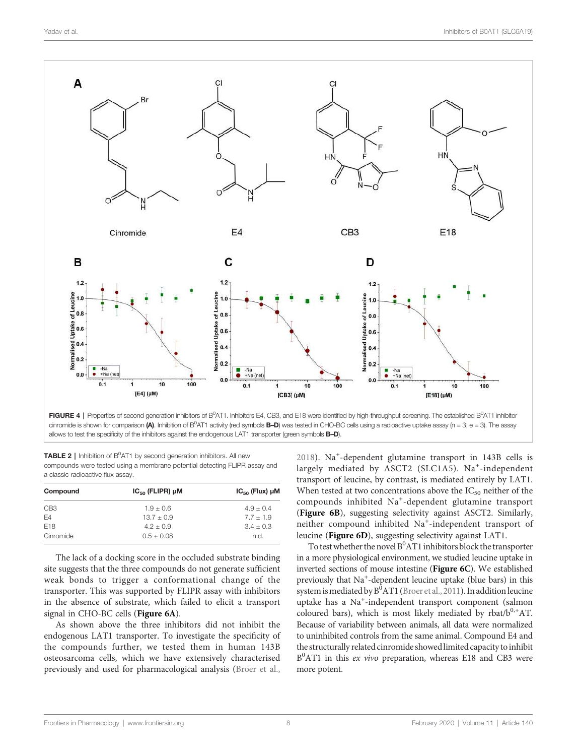FIGURE 4 | Properties of second generation inhibitors of $B^0AT1$. Inhibitors E4, CB3, and E18 were identified by high-throughput screening. The established $B^0AT1$ inhibitor cinromide is shown for comparison **(A)**. Inhibition of $B^0AT1$ activity (red symbols **B–D**) was tested in CHO-BC cells using a radioactive uptake assay (n = 3, e = 3). The assay allows to test the specificity of the inhibitors against the endogenous LAT1 transporter (green symbols **B–D**).

**TABLE 2** | Inhibition of $B^0AT1$ by second generation inhibitors. All new compounds were tested using a membrane potential detecting FLIPR assay and a classic radioactive flux assay.

| Compound | $IC_{50}$ (FLIPR) µM | $IC_{50}$ (Flux) µM |
|---|---|---|
| CB3 | 1.9 ± 0.6 | 4.9 ± 0.4 |
| E4 | 13.7 ± 0.9 | 7.7 ± 1.9 |
| E18 | 4.2 ± 0.9 | 3.4 ± 0.3 |
| Cinromide | 0.5 ± 0.08 | n.d. |

The lack of a docking score in the occluded substrate binding site suggests that the three compounds do not generate sufficient weak bonds to trigger a conformational change of the transporter. This was supported by FLIPR assay with inhibitors in the absence of substrate, which failed to elicit a transport signal in CHO-BC cells (**Figure 6A**).

As shown above the three inhibitors did not inhibit the endogenous LAT1 transporter. To investigate the specificity of the compounds further, we tested them in human 143B osteosarcoma cells, which we have extensively characterised previously and used for pharmacological analysis (Broer et al., 2018). $Na^+$-dependent glutamine transport in 143B cells is largely mediated by ASCT2 (SLC1A5). $Na^+$-independent transport of leucine, by contrast, is mediated entirely by LAT1. When tested at two concentrations above the $IC_{50}$ neither of the compounds inhibited $Na^+$-dependent glutamine transport (**Figure 6B**), suggesting selectivity against ASCT2. Similarly, neither compound inhibited $Na^+$-independent transport of leucine (**Figure 6D**), suggesting selectivity against LAT1.

To test whether the novel $B^0AT1$ inhibitors block the transporter in a more physiological environment, we studied leucine uptake in inverted sections of mouse intestine (**Figure 6C**). We established previously that $Na^+$-dependent leucine uptake (blue bars) in this system is mediated by $B^0AT1$ (Broer et al., 2011). In addition leucine uptake has a $Na^+$-independent transport component (salmon coloured bars), which is most likely mediated by rbat/$b^{0,+}$AT. Because of variability between animals, all data were normalized to uninhibited controls from the same animal. Compound E4 and the structurally related cinromide showed limited capacity to inhibit $B^0AT1$ in this *ex vivo* preparation, whereas E18 and CB3 were more potent.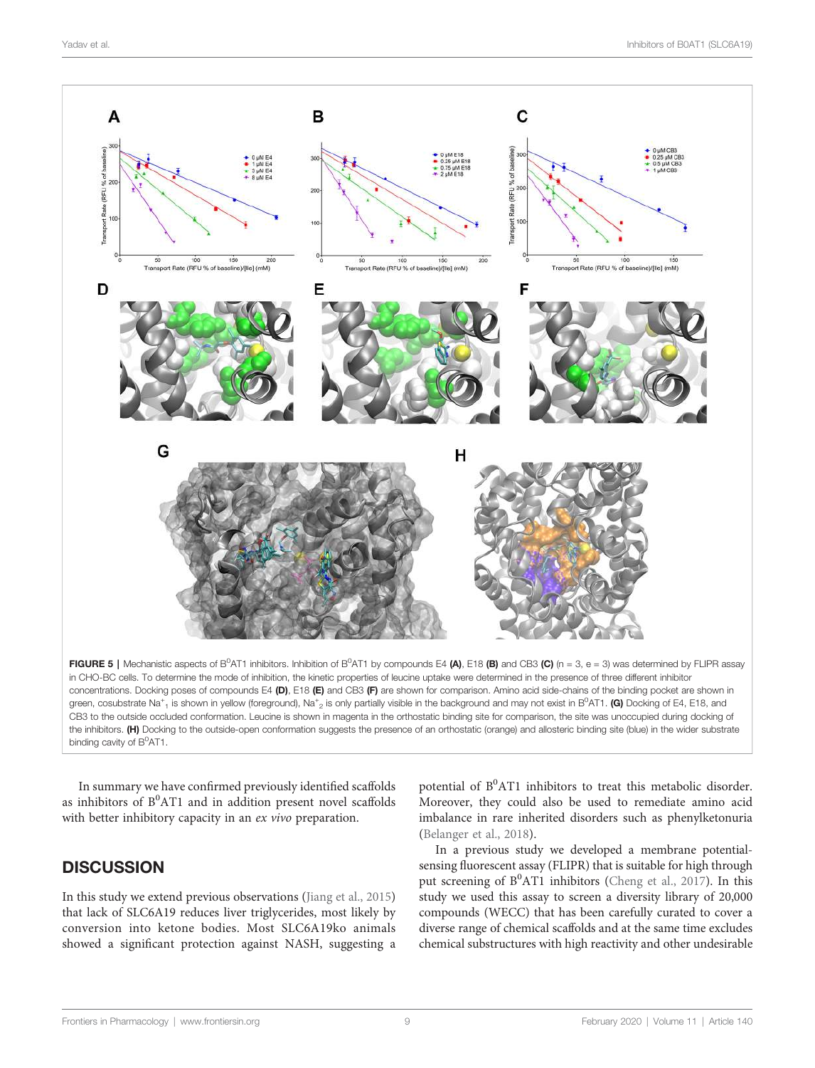FIGURE 5 | Mechanistic aspects of $B^0AT1$ inhibitors. Inhibition of $B^0AT1$ by compounds E4 **(A)**, E18 **(B)** and CB3 **(C)** (n = 3, e = 3) was determined by FLIPR assay in CHO-BC cells. To determine the mode of inhibition, the kinetic properties of leucine uptake were determined in the presence of three different inhibitor concentrations. Docking poses of compounds E4 **(D)**, E18 **(E)** and CB3 **(F)** are shown for comparison. Amino acid side-chains of the binding pocket are shown in green, cosubstrate $Na^+_1$ is shown in yellow (foreground), $Na^+_2$ is only partially visible in the background and may not exist in $B^0AT1$. **(G)** Docking of E4, E18, and CB3 to the outside occluded conformation. Leucine is shown in magenta in the orthostatic binding site for comparison, the site was unoccupied during docking of the inhibitors. **(H)** Docking to the outside-open conformation suggests the presence of an orthostatic (orange) and allosteric binding site (blue) in the wider substrate binding cavity of $B^0AT1$.

In summary we have confirmed previously identified scaffolds as inhibitors of $B^0AT1$ and in addition present novel scaffolds with better inhibitory capacity in an *ex vivo* preparation.

## DISCUSSION

In this study we extend previous observations (Jiang et al., 2015) that lack of SLC6A19 reduces liver triglycerides, most likely by conversion into ketone bodies. Most SLC6A19ko animals showed a significant protection against NASH, suggesting a potential of $B^0AT1$ inhibitors to treat this metabolic disorder. Moreover, they could also be used to remediate amino acid imbalance in rare inherited disorders such as phenylketonuria (Belanger et al., 2018).

In a previous study we developed a membrane potential-sensing fluorescent assay (FLIPR) that is suitable for high through put screening of $B^0AT1$ inhibitors (Cheng et al., 2017). In this study we used this assay to screen a diversity library of 20,000 compounds (WECC) that has been carefully curated to cover a diverse range of chemical scaffolds and at the same time excludes chemical substructures with high reactivity and other undesirable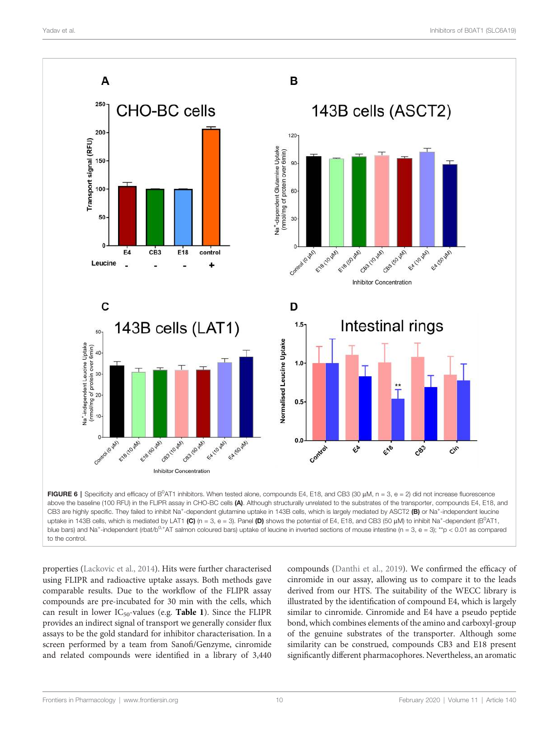**FIGURE 6** | Specificity and efficacy of $B^0AT1$ inhibitors. When tested alone, compounds E4, E18, and CB3 (30 µM, n = 3, e = 2) did not increase fluorescence above the baseline (100 RFU) in the FLIPR assay in CHO-BC cells **(A)**. Although structurally unrelated to the substrates of the transporter, compounds E4, E18, and CB3 are highly specific. They failed to inhibit $Na^+$-dependent glutamine uptake in 143B cells, which is largely mediated by ASCT2 **(B)** or $Na^+$-independent leucine uptake in 143B cells, which is mediated by LAT1 **(C)** (n = 3, e = 3). Panel **(D)** shows the potential of E4, E18, and CB3 (50 µM) to inhibit $Na^+$-dependent ($B^0AT1$, blue bars) and $Na^+$-independent (rbat/$b^{0,+}$AT salmon coloured bars) uptake of leucine in inverted sections of mouse intestine (n = 3, e = 3); **p < 0.01 as compared to the control.

properties (Lackovic et al., 2014). Hits were further characterised using FLIPR and radioactive uptake assays. Both methods gave comparable results. Due to the workflow of the FLIPR assay compounds are pre-incubated for 30 min with the cells, which can result in lower $IC_{50}$-values (e.g. **Table 1**). Since the FLIPR provides an indirect signal of transport we generally consider flux assays to be the gold standard for inhibitor characterisation. In a screen performed by a team from Sanofi/Genzyme, cinromide and related compounds were identified in a library of 3,440 compounds (Danthi et al., 2019). We confirmed the efficacy of cinromide in our assay, allowing us to compare it to the leads derived from our HTS. The suitability of the WECC library is illustrated by the identification of compound E4, which is largely similar to cinromide. Cinromide and E4 have a pseudo peptide bond, which combines elements of the amino and carboxyl-group of the genuine substrates of the transporter. Although some similarity can be construed, compounds CB3 and E18 present significantly different pharmacophores. Nevertheless, an aromatic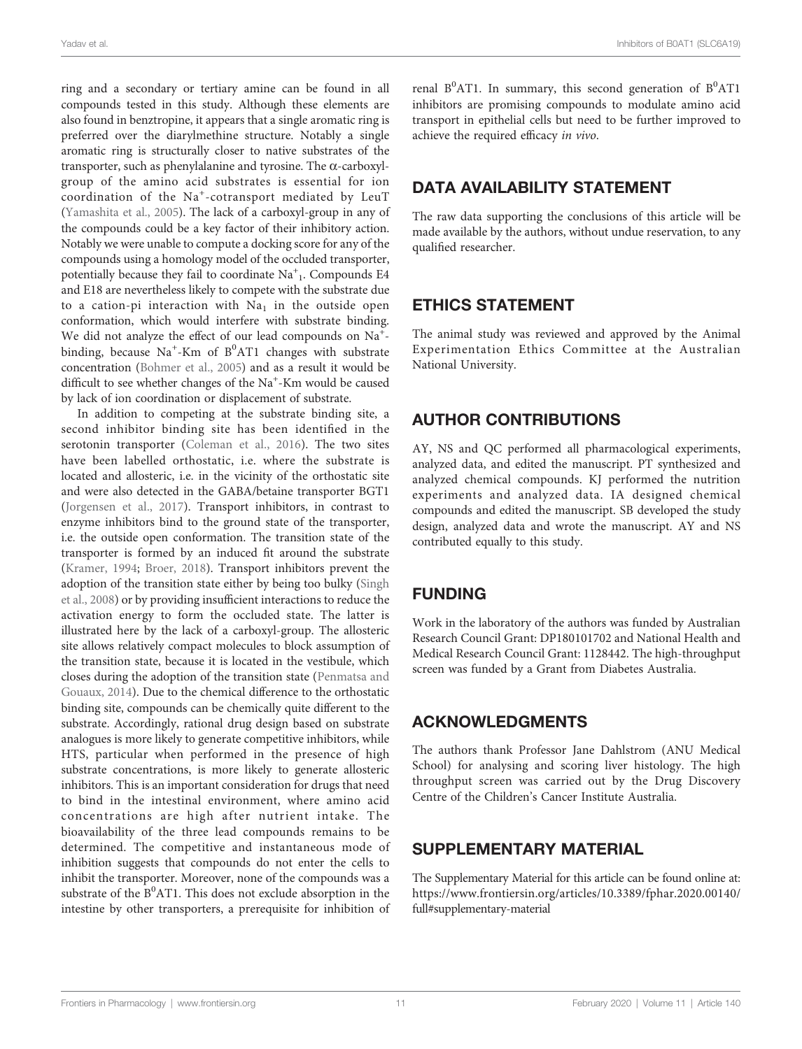ring and a secondary or tertiary amine can be found in all compounds tested in this study. Although these elements are also found in benztropine, it appears that a single aromatic ring is preferred over the diarylmethine structure. Notably a single aromatic ring is structurally closer to native substrates of the transporter, such as phenylalanine and tyrosine. The α-carboxyl-group of the amino acid substrates is essential for ion coordination of the $Na^+$-cotransport mediated by LeuT (Yamashita et al., 2005). The lack of a carboxyl-group in any of the compounds could be a key factor of their inhibitory action. Notably we were unable to compute a docking score for any of the compounds using a homology model of the occluded transporter, potentially because they fail to coordinate $Na^+_1$. Compounds E4 and E18 are nevertheless likely to compete with the substrate due to a cation-pi interaction with $Na_1$ in the outside open conformation, which would interfere with substrate binding. We did not analyze the effect of our lead compounds on $Na^+$-binding, because $Na^+$-Km of $B^0$AT1 changes with substrate concentration (Bohmer et al., 2005) and as a result it would be difficult to see whether changes of the $Na^+$-Km would be caused by lack of ion coordination or displacement of substrate.

In addition to competing at the substrate binding site, a second inhibitor binding site has been identified in the serotonin transporter (Coleman et al., 2016). The two sites have been labelled orthostatic, i.e. where the substrate is located and allosteric, i.e. in the vicinity of the orthostatic site and were also detected in the GABA/betaine transporter BGT1 (Jorgensen et al., 2017). Transport inhibitors, in contrast to enzyme inhibitors bind to the ground state of the transporter, i.e. the outside open conformation. The transition state of the transporter is formed by an induced fit around the substrate (Kramer, 1994; Broer, 2018). Transport inhibitors prevent the adoption of the transition state either by being too bulky (Singh et al., 2008) or by providing insufficient interactions to reduce the activation energy to form the occluded state. The latter is illustrated here by the lack of a carboxyl-group. The allosteric site allows relatively compact molecules to block assumption of the transition state, because it is located in the vestibule, which closes during the adoption of the transition state (Penmatsa and Gouaux, 2014). Due to the chemical difference to the orthostatic binding site, compounds can be chemically quite different to the substrate. Accordingly, rational drug design based on substrate analogues is more likely to generate competitive inhibitors, while HTS, particular when performed in the presence of high substrate concentrations, is more likely to generate allosteric inhibitors. This is an important consideration for drugs that need to bind in the intestinal environment, where amino acid concentrations are high after nutrient intake. The bioavailability of the three lead compounds remains to be determined. The competitive and instantaneous mode of inhibition suggests that compounds do not enter the cells to inhibit the transporter. Moreover, none of the compounds was a substrate of the $B^0$AT1. This does not exclude absorption in the intestine by other transporters, a prerequisite for inhibition of renal $B^0$AT1. In summary, this second generation of $B^0$AT1 inhibitors are promising compounds to modulate amino acid transport in epithelial cells but need to be further improved to achieve the required efficacy *in vivo*.

## DATA AVAILABILITY STATEMENT

The raw data supporting the conclusions of this article will be made available by the authors, without undue reservation, to any qualified researcher.

## ETHICS STATEMENT

The animal study was reviewed and approved by the Animal Experimentation Ethics Committee at the Australian National University.

## AUTHOR CONTRIBUTIONS

AY, NS and QC performed all pharmacological experiments, analyzed data, and edited the manuscript. PT synthesized and analyzed chemical compounds. KJ performed the nutrition experiments and analyzed data. IA designed chemical compounds and edited the manuscript. SB developed the study design, analyzed data and wrote the manuscript. AY and NS contributed equally to this study.

## FUNDING

Work in the laboratory of the authors was funded by Australian Research Council Grant: DP180101702 and National Health and Medical Research Council Grant: 1128442. The high-throughput screen was funded by a Grant from Diabetes Australia.

## ACKNOWLEDGMENTS

The authors thank Professor Jane Dahlstrom (ANU Medical School) for analysing and scoring liver histology. The high throughput screen was carried out by the Drug Discovery Centre of the Children's Cancer Institute Australia.

## SUPPLEMENTARY MATERIAL

The Supplementary Material for this article can be found online at: https://www.frontiersin.org/articles/10.3389/fphar.2020.00140/full#supplementary-material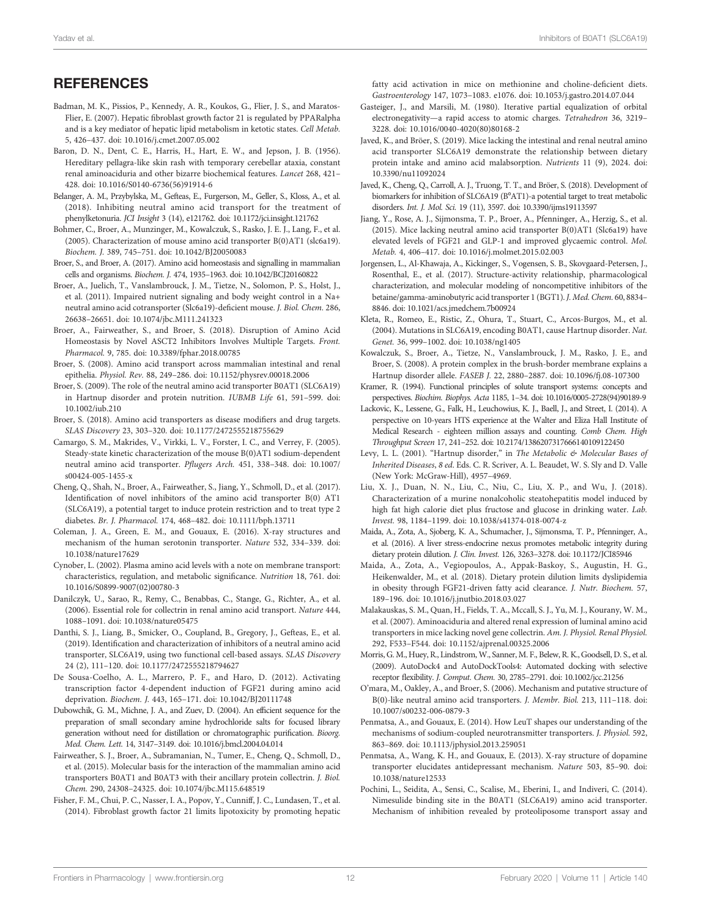## REFERENCES

Badman, M. K., Pissios, P., Kennedy, A. R., Koukos, G., Flier, J. S., and Maratos-Flier, E. (2007). Hepatic fibroblast growth factor 21 is regulated by PPARalpha and is a key mediator of hepatic lipid metabolism in ketotic states. *Cell Metab.* 5, 426–437. doi: 10.1016/j.cmet.2007.05.002

Baron, D. N., Dent, C. E., Harris, H., Hart, E. W., and Jepson, J. B. (1956). Hereditary pellagra-like skin rash with temporary cerebellar ataxia, constant renal aminoaciduria and other bizarre biochemical features. *Lancet* 268, 421–428. doi: 10.1016/S0140-6736(56)91914-6

Belanger, A. M., Przybylska, M., Gefteas, E., Furgerson, M., Geller, S., Kloss, A., et al. (2018). Inhibiting neutral amino acid transport for the treatment of phenylketonuria. *JCI Insight* 3 (14), e121762. doi: 10.1172/jci.insight.121762

Bohmer, C., Broer, A., Munzinger, M., Kowalczuk, S., Rasko, J. E. J., Lang, F., et al. (2005). Characterization of mouse amino acid transporter B(0)AT1 (slc6a19). *Biochem. J.* 389, 745–751. doi: 10.1042/BJ20050083

Broer, S., and Broer, A. (2017). Amino acid homeostasis and signalling in mammalian cells and organisms. *Biochem. J.* 474, 1935–1963. doi: 10.1042/BCJ20160822

Broer, A., Juelich, T., Vanslambrouck, J. M., Tietze, N., Solomon, P. S., Holst, J., et al. (2011). Impaired nutrient signaling and body weight control in a Na+ neutral amino acid cotransporter (Slc6a19)-deficient mouse. *J. Biol. Chem.* 286, 26638–26651. doi: 10.1074/jbc.M111.241323

Broer, A., Fairweather, S., and Broer, S. (2018). Disruption of Amino Acid Homeostasis by Novel ASCT2 Inhibitors Involves Multiple Targets. *Front. Pharmacol.* 9, 785. doi: 10.3389/fphar.2018.00785

Broer, S. (2008). Amino acid transport across mammalian intestinal and renal epithelia. *Physiol. Rev.* 88, 249–286. doi: 10.1152/physrev.00018.2006

Broer, S. (2009). The role of the neutral amino acid transporter B0AT1 (SLC6A19) in Hartnup disorder and protein nutrition. *IUBMB Life* 61, 591–599. doi: 10.1002/iub.210

Broer, S. (2018). Amino acid transporters as disease modifiers and drug targets. *SLAS Discovery* 23, 303–320. doi: 10.1177/2472555218755629

Camargo, S. M., Makrides, V., Virkki, L. V., Forster, I. C., and Verrey, F. (2005). Steady-state kinetic characterization of the mouse B(0)AT1 sodium-dependent neutral amino acid transporter. *Pflugers Arch.* 451, 338–348. doi: 10.1007/s00424-005-1455-x

Cheng, Q., Shah, N., Broer, A., Fairweather, S., Jiang, Y., Schmoll, D., et al. (2017). Identification of novel inhibitors of the amino acid transporter B(0) AT1 (SLC6A19), a potential target to induce protein restriction and to treat type 2 diabetes. *Br. J. Pharmacol.* 174, 468–482. doi: 10.1111/bph.13711

Coleman, J. A., Green, E. M., and Gouaux, E. (2016). X-ray structures and mechanism of the human serotonin transporter. *Nature* 532, 334–339. doi: 10.1038/nature17629

Cynober, L. (2002). Plasma amino acid levels with a note on membrane transport: characteristics, regulation, and metabolic significance. *Nutrition* 18, 761. doi: 10.1016/S0899-9007(02)00780-3

Danilczyk, U., Sarao, R., Remy, C., Benabbas, C., Stange, G., Richter, A., et al. (2006). Essential role for collectrin in renal amino acid transport. *Nature* 444, 1088–1091. doi: 10.1038/nature05475

Danthi, S. J., Liang, B., Smicker, O., Coupland, B., Gregory, J., Gefteas, E., et al. (2019). Identification and characterization of inhibitors of a neutral amino acid transporter, SLC6A19, using two functional cell-based assays. *SLAS Discovery* 24 (2), 111–120. doi: 10.1177/2472555218794627

De Sousa-Coelho, A. L., Marrero, P. F., and Haro, D. (2012). Activating transcription factor 4-dependent induction of FGF21 during amino acid deprivation. *Biochem. J.* 443, 165–171. doi: 10.1042/BJ20111748

Dubowchik, G. M., Michne, J. A., and Zuev, D. (2004). An efficient sequence for the preparation of small secondary amine hydrochloride salts for focused library generation without need for distillation or chromatographic purification. *Bioorg. Med. Chem. Lett.* 14, 3147–3149. doi: 10.1016/j.bmcl.2004.04.014

Fairweather, S. J., Broer, A., Subramanian, N., Tumer, E., Cheng, Q., Schmoll, D., et al. (2015). Molecular basis for the interaction of the mammalian amino acid transporters B0AT1 and B0AT3 with their ancillary protein collectrin. *J. Biol. Chem.* 290, 24308–24325. doi: 10.1074/jbc.M115.648519

Fisher, F. M., Chui, P. C., Nasser, I. A., Popov, Y., Cunniff, J. C., Lundasen, T., et al. (2014). Fibroblast growth factor 21 limits lipotoxicity by promoting hepatic fatty acid activation in mice on methionine and choline-deficient diets. *Gastroenterology* 147, 1073–1083. e1076. doi: 10.1053/j.gastro.2014.07.044

Gasteiger, J., and Marsili, M. (1980). Iterative partial equalization of orbital electronegativity—a rapid access to atomic charges. *Tetrahedron* 36, 3219–3228. doi: 10.1016/0040-4020(80)80168-2

Javed, K., and Bröer, S. (2019). Mice lacking the intestinal and renal neutral amino acid transporter SLC6A19 demonstrate the relationship between dietary protein intake and amino acid malabsorption. *Nutrients* 11 (9), 2024. doi: 10.3390/nu11092024

Javed, K., Cheng, Q., Carroll, A. J., Truong, T. T., and Bröer, S. (2018). Development of biomarkers for inhibition of SLC6A19 ($B^0$AT1)-a potential target to treat metabolic disorders. *Int. J. Mol. Sci.* 19 (11), 3597. doi: 10.3390/ijms19113597

Jiang, Y., Rose, A. J., Sijmonsma, T. P., Broer, A., Pfenninger, A., Herzig, S., et al. (2015). Mice lacking neutral amino acid transporter B(0)AT1 (Slc6a19) have elevated levels of FGF21 and GLP-1 and improved glycaemic control. *Mol. Metab.* 4, 406–417. doi: 10.1016/j.molmet.2015.02.003

Jorgensen, L., Al-Khawaja, A., Kickinger, S., Vogensen, S. B., Skovgaard-Petersen, J., Rosenthal, E., et al. (2017). Structure-activity relationship, pharmacological characterization, and molecular modeling of noncompetitive inhibitors of the betaine/gamma-aminobutyric acid transporter 1 (BGT1). *J. Med. Chem.* 60, 8834–8846. doi: 10.1021/acs.jmedchem.7b00924

Kleta, R., Romeo, E., Ristic, Z., Ohura, T., Stuart, C., Arcos-Burgos, M., et al. (2004). Mutations in SLC6A19, encoding B0AT1, cause Hartnup disorder. *Nat. Genet.* 36, 999–1002. doi: 10.1038/ng1405

Kowalczuk, S., Broer, A., Tietze, N., Vanslambrouck, J. M., Rasko, J. E., and Broer, S. (2008). A protein complex in the brush-border membrane explains a Hartnup disorder allele. *FASEB J.* 22, 2880–2887. doi: 10.1096/fj.08-107300

Kramer, R. (1994). Functional principles of solute transport systems: concepts and perspectives. *Biochim. Biophys. Acta* 1185, 1–34. doi: 10.1016/0005-2728(94)90189-9

Lackovic, K., Lessene, G., Falk, H., Leuchowius, K. J., Baell, J., and Street, I. (2014). A perspective on 10-years HTS experience at the Walter and Eliza Hall Institute of Medical Research - eighteen million assays and counting. *Comb Chem. High Throughput Screen* 17, 241–252. doi: 10.2174/1386207317666140109122450

Levy, L. L. (2001). "Hartnup disorder," in *The Metabolic & Molecular Bases of Inherited Diseases*, *8 ed*. Eds. C. R. Scriver, A. L. Beaudet, W. S. Sly and D. Valle (New York: McGraw-Hill), 4957–4969.

Liu, X. J., Duan, N. N., Liu, C., Niu, C., Liu, X. P., and Wu, J. (2018). Characterization of a murine nonalcoholic steatohepatitis model induced by high fat high calorie diet plus fructose and glucose in drinking water. *Lab. Invest.* 98, 1184–1199. doi: 10.1038/s41374-018-0074-z

Maida, A., Zota, A., Sjoberg, K. A., Schumacher, J., Sijmonsma, T. P., Pfenninger, A., et al. (2016). A liver stress-endocrine nexus promotes metabolic integrity during dietary protein dilution. *J. Clin. Invest.* 126, 3263–3278. doi: 10.1172/JCI85946

Maida, A., Zota, A., Vegiopoulos, A., Appak-Baskoy, S., Augustin, H. G., Heikenwalder, M., et al. (2018). Dietary protein dilution limits dyslipidemia in obesity through FGF21-driven fatty acid clearance. *J. Nutr. Biochem.* 57, 189–196. doi: 10.1016/j.jnutbio.2018.03.027

Malakauskas, S. M., Quan, H., Fields, T. A., Mccall, S. J., Yu, M. J., Kourany, W. M., et al. (2007). Aminoaciduria and altered renal expression of luminal amino acid transporters in mice lacking novel gene collectrin. *Am. J. Physiol. Renal Physiol.* 292, F533–F544. doi: 10.1152/ajprenal.00325.2006

Morris, G. M., Huey, R., Lindstrom, W., Sanner, M. F., Belew, R. K., Goodsell, D. S., et al. (2009). AutoDock4 and AutoDockTools4: Automated docking with selective receptor flexibility. *J. Comput. Chem.* 30, 2785–2791. doi: 10.1002/jcc.21256

O'mara, M., Oakley, A., and Broer, S. (2006). Mechanism and putative structure of B(0)-like neutral amino acid transporters. *J. Membr. Biol.* 213, 111–118. doi: 10.1007/s00232-006-0879-3

Penmatsa, A., and Gouaux, E. (2014). How LeuT shapes our understanding of the mechanisms of sodium-coupled neurotransmitter transporters. *J. Physiol.* 592, 863–869. doi: 10.1113/jphysiol.2013.259051

Penmatsa, A., Wang, K. H., and Gouaux, E. (2013). X-ray structure of dopamine transporter elucidates antidepressant mechanism. *Nature* 503, 85–90. doi: 10.1038/nature12533

Pochini, L., Seidita, A., Sensi, C., Scalise, M., Eberini, I., and Indiveri, C. (2014). Nimesulide binding site in the B0AT1 (SLC6A19) amino acid transporter. Mechanism of inhibition revealed by proteoliposome transport assay and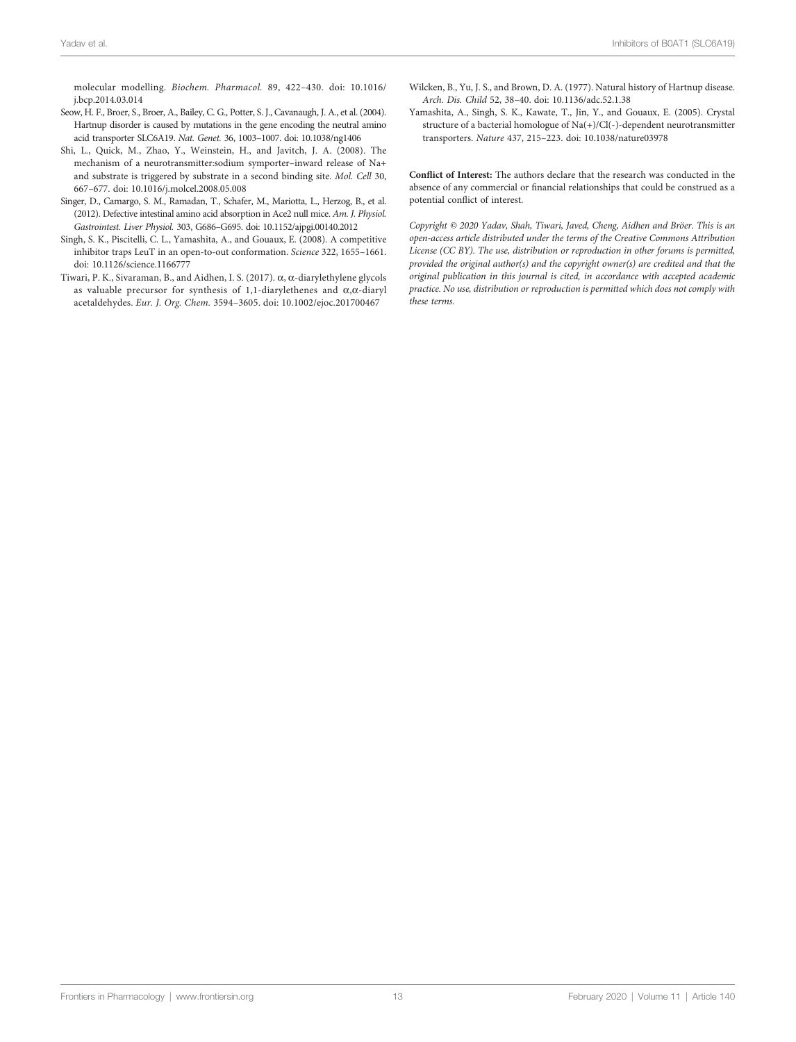molecular modelling. *Biochem. Pharmacol.* 89, 422–430. doi: 10.1016/j.bcp.2014.03.014

Seow, H. F., Broer, S., Broer, A., Bailey, C. G., Potter, S. J., Cavanaugh, J. A., et al. (2004). Hartnup disorder is caused by mutations in the gene encoding the neutral amino acid transporter SLC6A19. *Nat. Genet.* 36, 1003–1007. doi: 10.1038/ng1406

Shi, L., Quick, M., Zhao, Y., Weinstein, H., and Javitch, J. A. (2008). The mechanism of a neurotransmitter:sodium symporter–inward release of Na+ and substrate is triggered by substrate in a second binding site. *Mol. Cell* 30, 667–677. doi: 10.1016/j.molcel.2008.05.008

Singer, D., Camargo, S. M., Ramadan, T., Schafer, M., Mariotta, L., Herzog, B., et al. (2012). Defective intestinal amino acid absorption in Ace2 null mice. *Am. J. Physiol. Gastrointest. Liver Physiol.* 303, G686–G695. doi: 10.1152/ajpgi.00140.2012

Singh, S. K., Piscitelli, C. L., Yamashita, A., and Gouaux, E. (2008). A competitive inhibitor traps LeuT in an open-to-out conformation. *Science* 322, 1655–1661. doi: 10.1126/science.1166777

Tiwari, P. K., Sivaraman, B., and Aidhen, I. S. (2017). α, α-diarylethylene glycols as valuable precursor for synthesis of 1,1-diarylethenes and α,α-diaryl acetaldehydes. *Eur. J. Org. Chem.* 3594–3605. doi: 10.1002/ejoc.201700467

Wilcken, B., Yu, J. S., and Brown, D. A. (1977). Natural history of Hartnup disease. *Arch. Dis. Child* 52, 38–40. doi: 10.1136/adc.52.1.38

Yamashita, A., Singh, S. K., Kawate, T., Jin, Y., and Gouaux, E. (2005). Crystal structure of a bacterial homologue of Na(+)/Cl(-)-dependent neurotransmitter transporters. *Nature* 437, 215–223. doi: 10.1038/nature03978

**Conflict of Interest:** The authors declare that the research was conducted in the absence of any commercial or financial relationships that could be construed as a potential conflict of interest.

*Copyright © 2020 Yadav, Shah, Tiwari, Javed, Cheng, Aidhen and Bröer. This is an open-access article distributed under the terms of the Creative Commons Attribution License (CC BY). The use, distribution or reproduction in other forums is permitted, provided the original author(s) and the copyright owner(s) are credited and that the original publication in this journal is cited, in accordance with accepted academic practice. No use, distribution or reproduction is permitted which does not comply with these terms.*